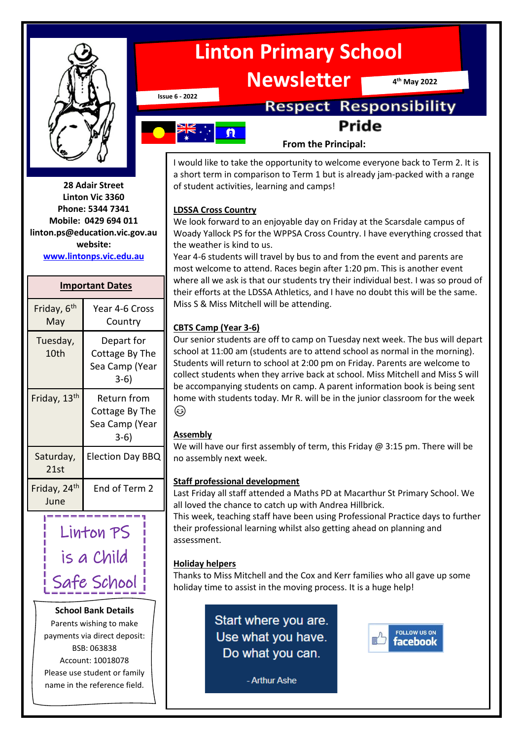# Linton Primary School Newsletter

Issue 6 - 2022

4th May 2022

**Respect Responsibility Pride**

**28 Adair Street**
**Linton Vic 3360**
**Phone: 5344 7341**
**Mobile: 0429 694 011**
**linton.ps@education.vic.gov.au**
**website:**
**www.lintonps.vic.edu.au**

| Important Dates | |
|---|---|
| Friday, 6th May | Year 4-6 Cross Country |
| Tuesday, 10th | Depart for Cottage By The Sea Camp (Year 3-6) |
| Friday, 13th | Return from Cottage By The Sea Camp (Year 3-6) |
| Saturday, 21st | Election Day BBQ |
| Friday, 24th June | End of Term 2 |

Linton PS is a Child Safe School

**School Bank Details**

Parents wishing to make payments via direct deposit:
BSB: 063838
Account: 10018078
Please use student or family name in the reference field.

## From the Principal:

I would like to take the opportunity to welcome everyone back to Term 2. It is a short term in comparison to Term 1 but is already jam-packed with a range of student activities, learning and camps!

### LDSSA Cross Country

We look forward to an enjoyable day on Friday at the Scarsdale campus of Woady Yallock PS for the WPPSA Cross Country. I have everything crossed that the weather is kind to us.

Year 4-6 students will travel by bus to and from the event and parents are most welcome to attend. Races begin after 1:20 pm. This is another event where all we ask is that our students try their individual best. I was so proud of their efforts at the LDSSA Athletics, and I have no doubt this will be the same. Miss S & Miss Mitchell will be attending.

### CBTS Camp (Year 3-6)

Our senior students are off to camp on Tuesday next week. The bus will depart school at 11:00 am (students are to attend school as normal in the morning). Students will return to school at 2:00 pm on Friday. Parents are welcome to collect students when they arrive back at school. Miss Mitchell and Miss S will be accompanying students on camp. A parent information book is being sent home with students today. Mr R. will be in the junior classroom for the week 😉

### Assembly

We will have our first assembly of term, this Friday @ 3:15 pm. There will be no assembly next week.

### Staff professional development

Last Friday all staff attended a Maths PD at Macarthur St Primary School. We all loved the chance to catch up with Andrea Hillbrick.

This week, teaching staff have been using Professional Practice days to further their professional learning whilst also getting ahead on planning and assessment.

### Holiday helpers

Thanks to Miss Mitchell and the Cox and Kerr families who all gave up some holiday time to assist in the moving process. It is a huge help!

Start where you are.
Use what you have.
Do what you can.

- Arthur Ashe

FOLLOW US ON facebook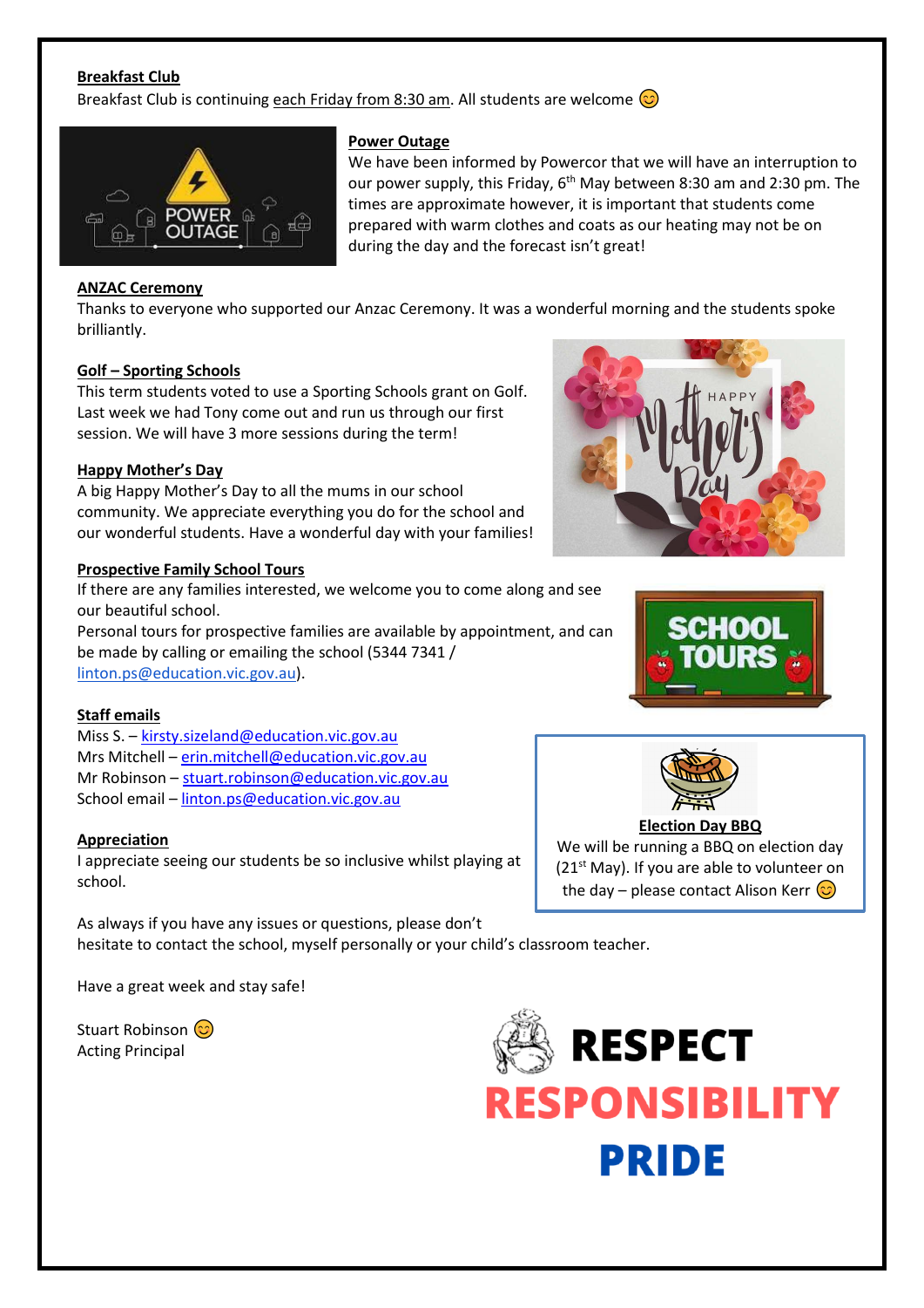**Breakfast Club**

Breakfast Club is continuing each Friday from 8:30 am. All students are welcome 😊

**Power Outage**

We have been informed by Powercor that we will have an interruption to our power supply, this Friday, 6th May between 8:30 am and 2:30 pm. The times are approximate however, it is important that students come prepared with warm clothes and coats as our heating may not be on during the day and the forecast isn't great!

**ANZAC Ceremony**

Thanks to everyone who supported our Anzac Ceremony. It was a wonderful morning and the students spoke brilliantly.

**Golf – Sporting Schools**

This term students voted to use a Sporting Schools grant on Golf. Last week we had Tony come out and run us through our first session. We will have 3 more sessions during the term!

**Happy Mother's Day**

A big Happy Mother's Day to all the mums in our school community. We appreciate everything you do for the school and our wonderful students. Have a wonderful day with your families!

**Prospective Family School Tours**

If there are any families interested, we welcome you to come along and see our beautiful school.

Personal tours for prospective families are available by appointment, and can be made by calling or emailing the school (5344 7341 / linton.ps@education.vic.gov.au).

**Staff emails**

Miss S. – kirsty.sizeland@education.vic.gov.au
Mrs Mitchell – erin.mitchell@education.vic.gov.au
Mr Robinson – stuart.robinson@education.vic.gov.au
School email – linton.ps@education.vic.gov.au

**Election Day BBQ**

We will be running a BBQ on election day (21st May). If you are able to volunteer on the day – please contact Alison Kerr 😊

**Appreciation**

I appreciate seeing our students be so inclusive whilst playing at school.

As always if you have any issues or questions, please don't hesitate to contact the school, myself personally or your child's classroom teacher.

Have a great week and stay safe!

Stuart Robinson 😊
Acting Principal

**RESPECT**
**RESPONSIBILITY**
**PRIDE**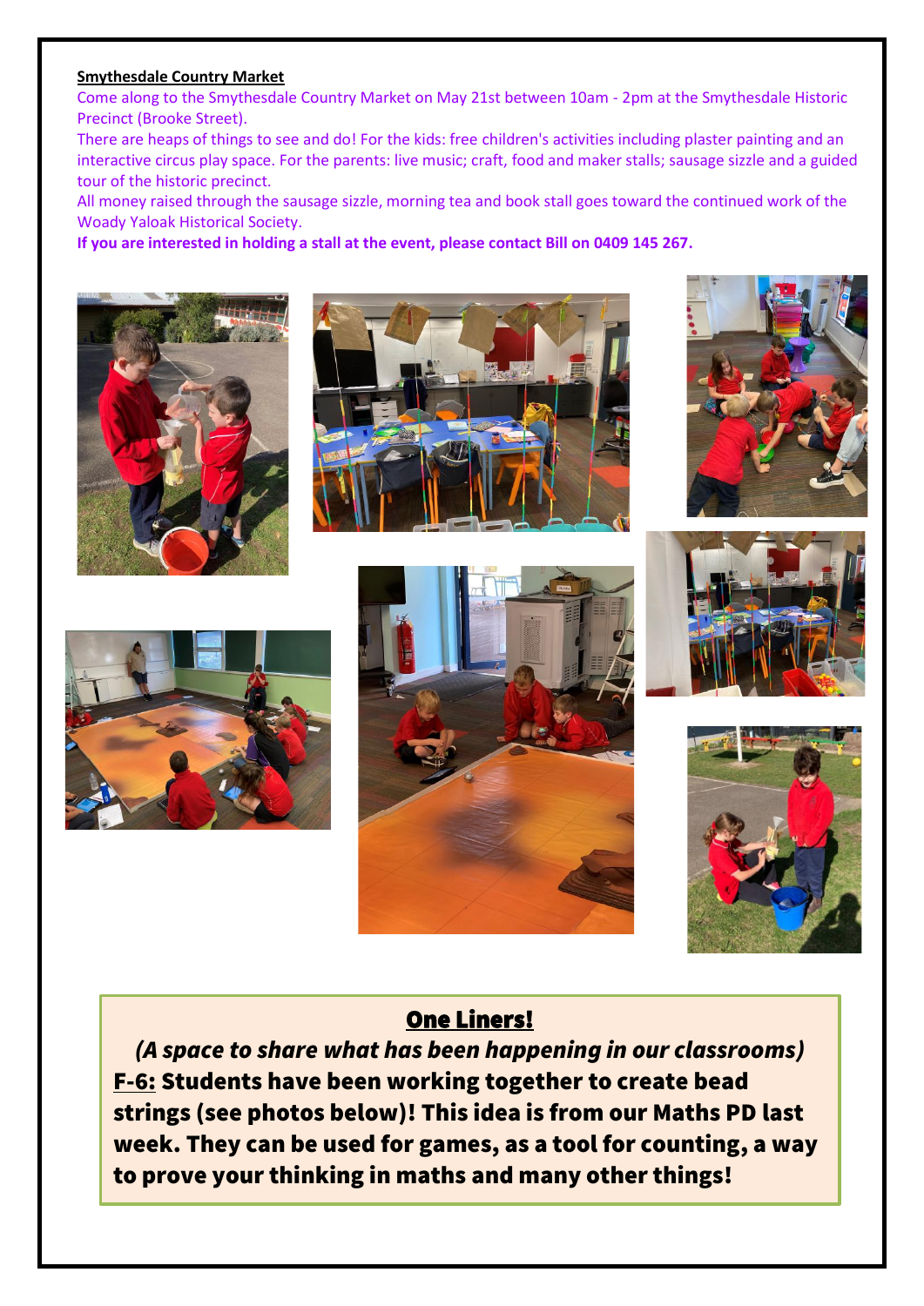**Smythesdale Country Market**

Come along to the Smythesdale Country Market on May 21st between 10am - 2pm at the Smythesdale Historic Precinct (Brooke Street).

There are heaps of things to see and do! For the kids: free children's activities including plaster painting and an interactive circus play space. For the parents: live music; craft, food and maker stalls; sausage sizzle and a guided tour of the historic precinct.

All money raised through the sausage sizzle, morning tea and book stall goes toward the continued work of the Woady Yaloak Historical Society.

**If you are interested in holding a stall at the event, please contact Bill on 0409 145 267.**

## One Liners!

***(A space to share what has been happening in our classrooms)***

**F-6: Students have been working together to create bead strings (see photos below)! This idea is from our Maths PD last week. They can be used for games, as a tool for counting, a way to prove your thinking in maths and many other things!**